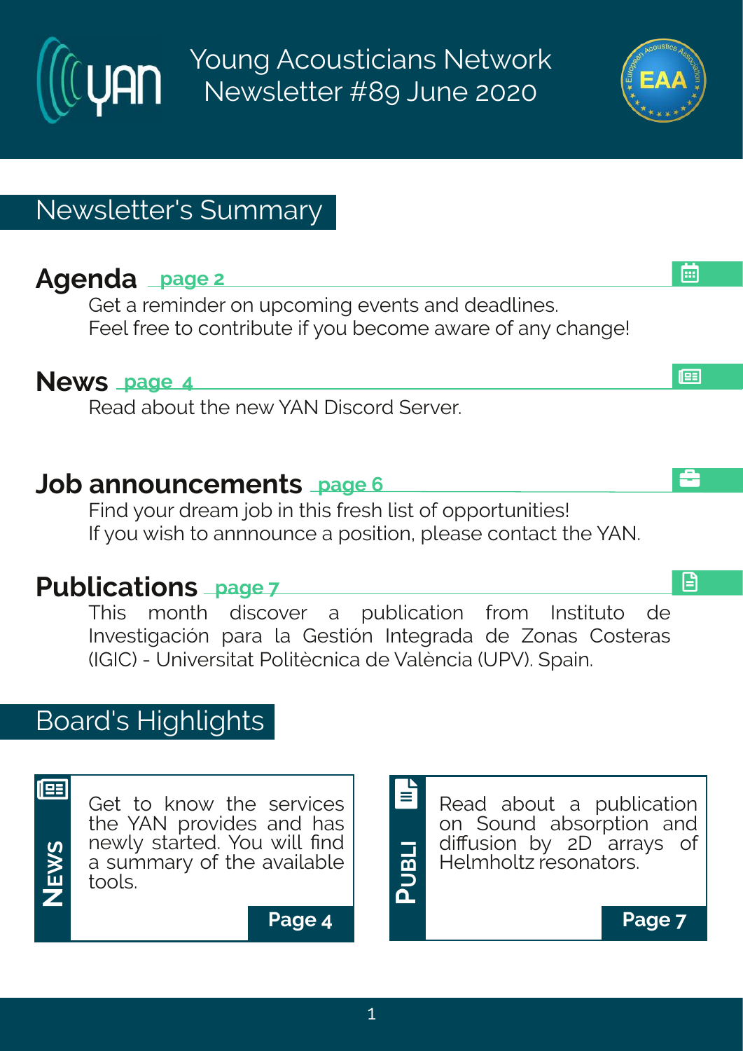# Young Acousticians Network Newsletter #89 June 2020

## Newsletter's Summary

### Agenda page 2

Get a reminder on upcoming events and deadlines.
Feel free to contribute if you become aware of any change!

### News page 4

Read about the new YAN Discord Server.

### Job announcements page 6

Find your dream job in this fresh list of opportunities!
If you wish to annnounce a position, please contact the YAN.

### Publications page 7

This month discover a publication from Instituto de Investigación para la Gestión Integrada de Zonas Costeras (IGIC) - Universitat Politècnica de València (UPV). Spain.

## Board's Highlights

**NEWS**

Get to know the services the YAN provides and has newly started. You will find a summary of the available tools.

**Page 4**

**PUBLI**

Read about a publication on Sound absorption and diffusion by 2D arrays of Helmholtz resonators.

**Page 7**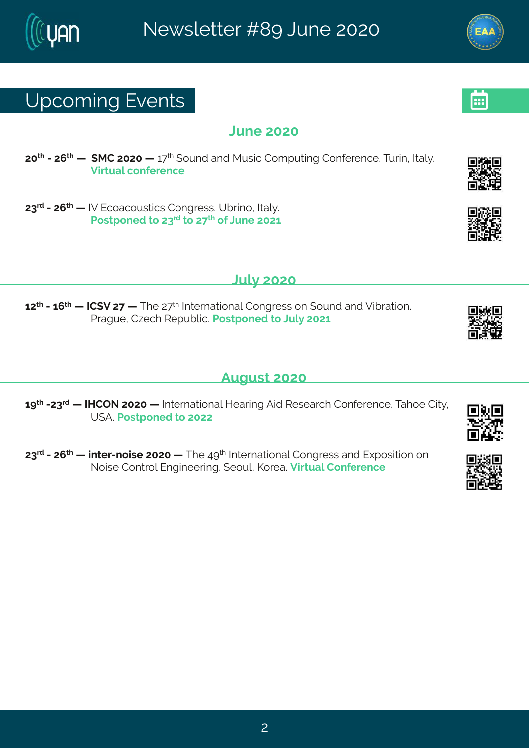# Upcoming Events

## June 2020

**20th - 26th — SMC 2020 —** 17th Sound and Music Computing Conference. Turin, Italy. **Virtual conference**

**23rd - 26th —** IV Ecoacoustics Congress. Ubrino, Italy. **Postponed to 23rd to 27th of June 2021**

## July 2020

**12th - 16th — ICSV 27 —** The 27th International Congress on Sound and Vibration. Prague, Czech Republic. **Postponed to July 2021**

## August 2020

**19th -23rd — IHCON 2020 —** International Hearing Aid Research Conference. Tahoe City, USA. **Postponed to 2022**

**23rd - 26th — inter-noise 2020 —** The 49th International Congress and Exposition on Noise Control Engineering. Seoul, Korea. **Virtual Conference**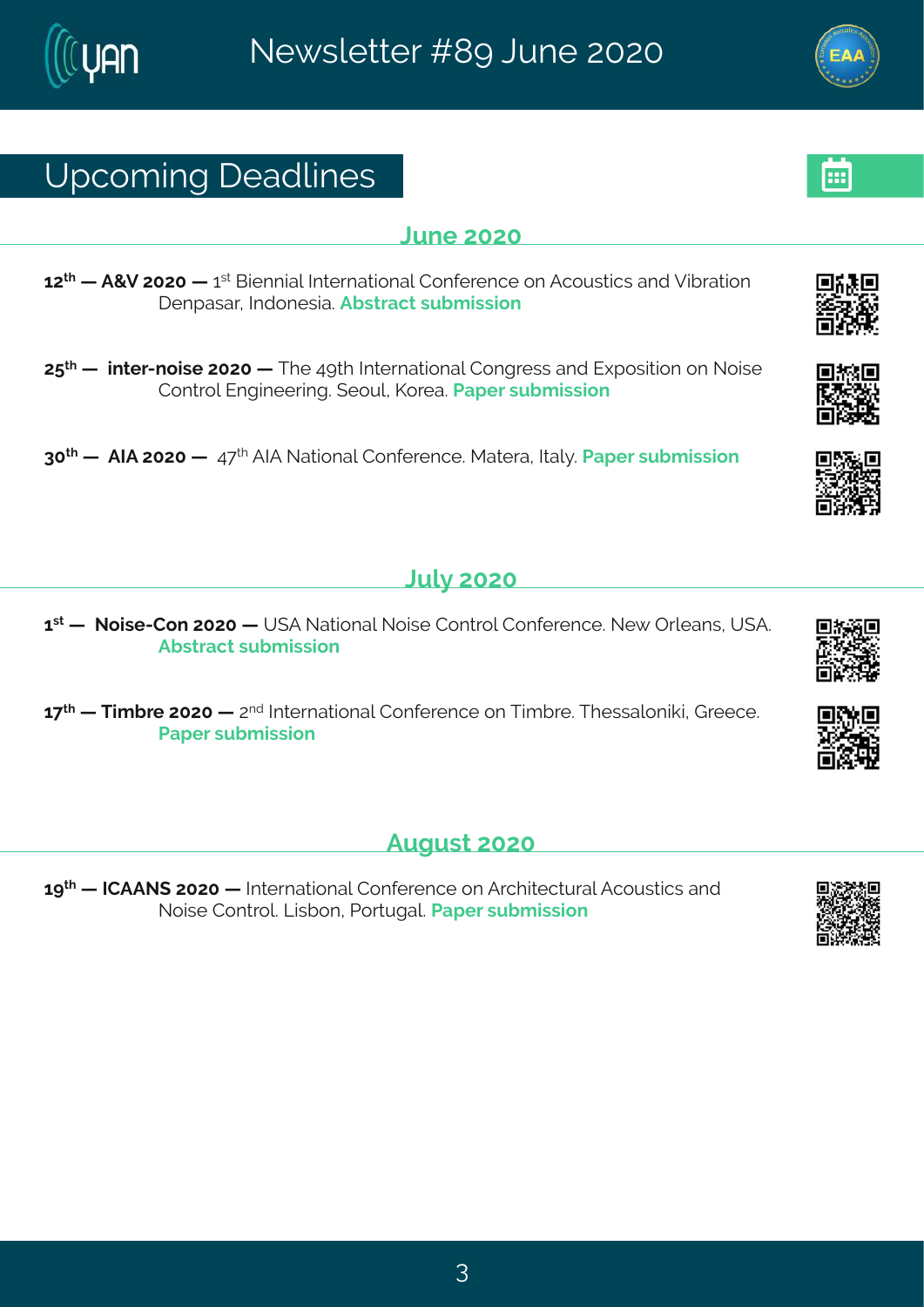## Upcoming Deadlines

### June 2020

**12th — A&V 2020 —** 1st Biennial International Conference on Acoustics and Vibration Denpasar, Indonesia. **Abstract submission**

**25th — inter-noise 2020 —** The 49th International Congress and Exposition on Noise Control Engineering. Seoul, Korea. **Paper submission**

**30th — AIA 2020 —** 47th AIA National Conference. Matera, Italy. **Paper submission**

### July 2020

**1st — Noise-Con 2020 —** USA National Noise Control Conference. New Orleans, USA. **Abstract submission**

**17th — Timbre 2020 —** 2nd International Conference on Timbre. Thessaloniki, Greece. **Paper submission**

### August 2020

**19th — ICAANS 2020 —** International Conference on Architectural Acoustics and Noise Control. Lisbon, Portugal. **Paper submission**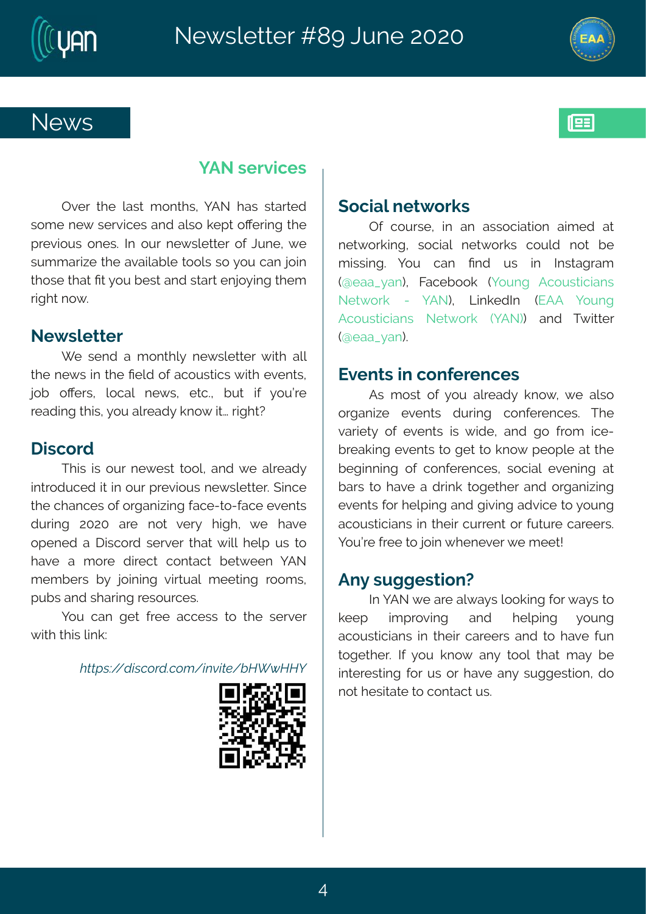# News

## YAN services

Over the last months, YAN has started some new services and also kept offering the previous ones. In our newsletter of June, we summarize the available tools so you can join those that fit you best and start enjoying them right now.

### Newsletter

We send a monthly newsletter with all the news in the field of acoustics with events, job offers, local news, etc., but if you're reading this, you already know it… right?

### Discord

This is our newest tool, and we already introduced it in our previous newsletter. Since the chances of organizing face-to-face events during 2020 are not very high, we have opened a Discord server that will help us to have a more direct contact between YAN members by joining virtual meeting rooms, pubs and sharing resources.

You can get free access to the server with this link:

*https://discord.com/invite/bHWwHHY*

### Social networks

Of course, in an association aimed at networking, social networks could not be missing. You can find us in Instagram (@eaa_yan), Facebook (Young Acousticians Network - YAN), LinkedIn (EAA Young Acousticians Network (YAN)) and Twitter (@eaa_yan).

### Events in conferences

As most of you already know, we also organize events during conferences. The variety of events is wide, and go from ice-breaking events to get to know people at the beginning of conferences, social evening at bars to have a drink together and organizing events for helping and giving advice to young acousticians in their current or future careers. You're free to join whenever we meet!

### Any suggestion?

In YAN we are always looking for ways to keep improving and helping young acousticians in their careers and to have fun together. If you know any tool that may be interesting for us or have any suggestion, do not hesitate to contact us.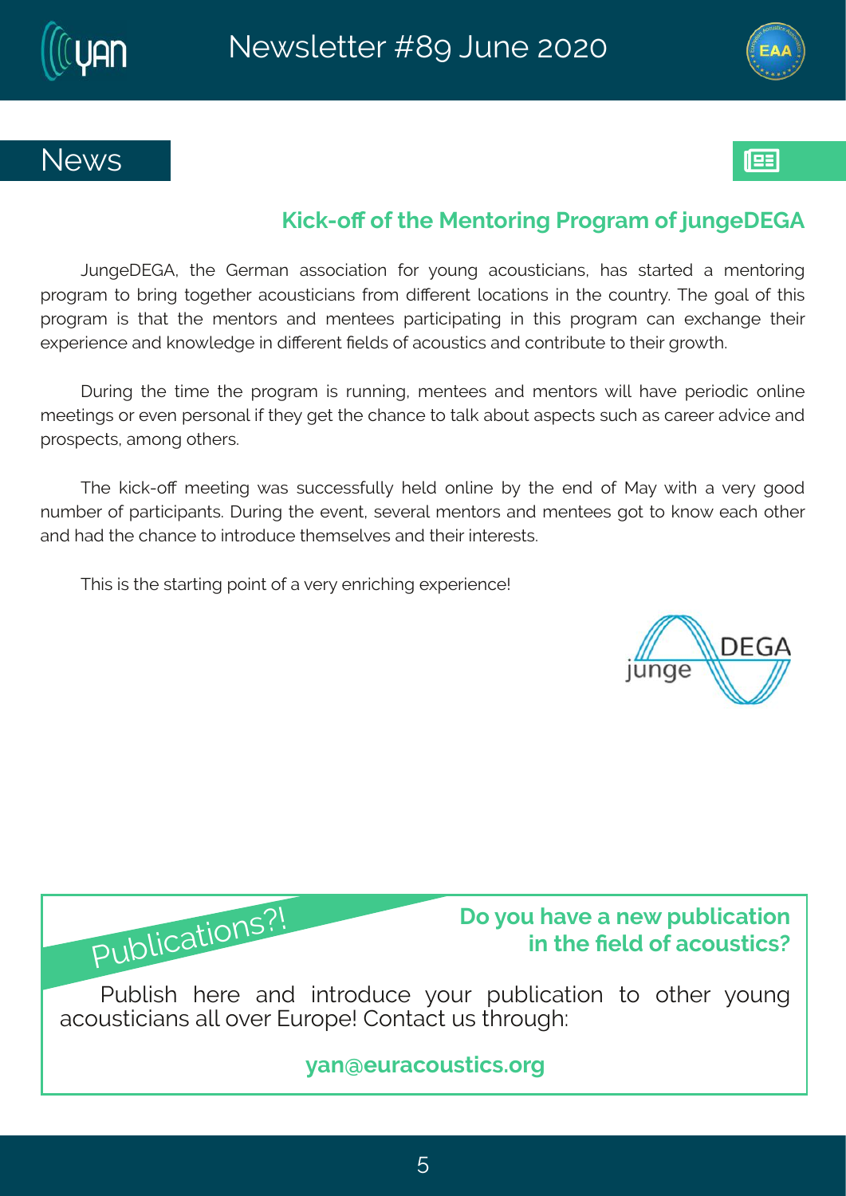## News

### Kick-off of the Mentoring Program of jungeDEGA

JungeDEGA, the German association for young acousticians, has started a mentoring program to bring together acousticians from different locations in the country. The goal of this program is that the mentors and mentees participating in this program can exchange their experience and knowledge in different fields of acoustics and contribute to their growth.

During the time the program is running, mentees and mentors will have periodic online meetings or even personal if they get the chance to talk about aspects such as career advice and prospects, among others.

The kick-off meeting was successfully held online by the end of May with a very good number of participants. During the event, several mentors and mentees got to know each other and had the chance to introduce themselves and their interests.

This is the starting point of a very enriching experience!

---

Publications?!

**Do you have a new publication in the field of acoustics?**

Publish here and introduce your publication to other young acousticians all over Europe! Contact us through:

**yan@euracoustics.org**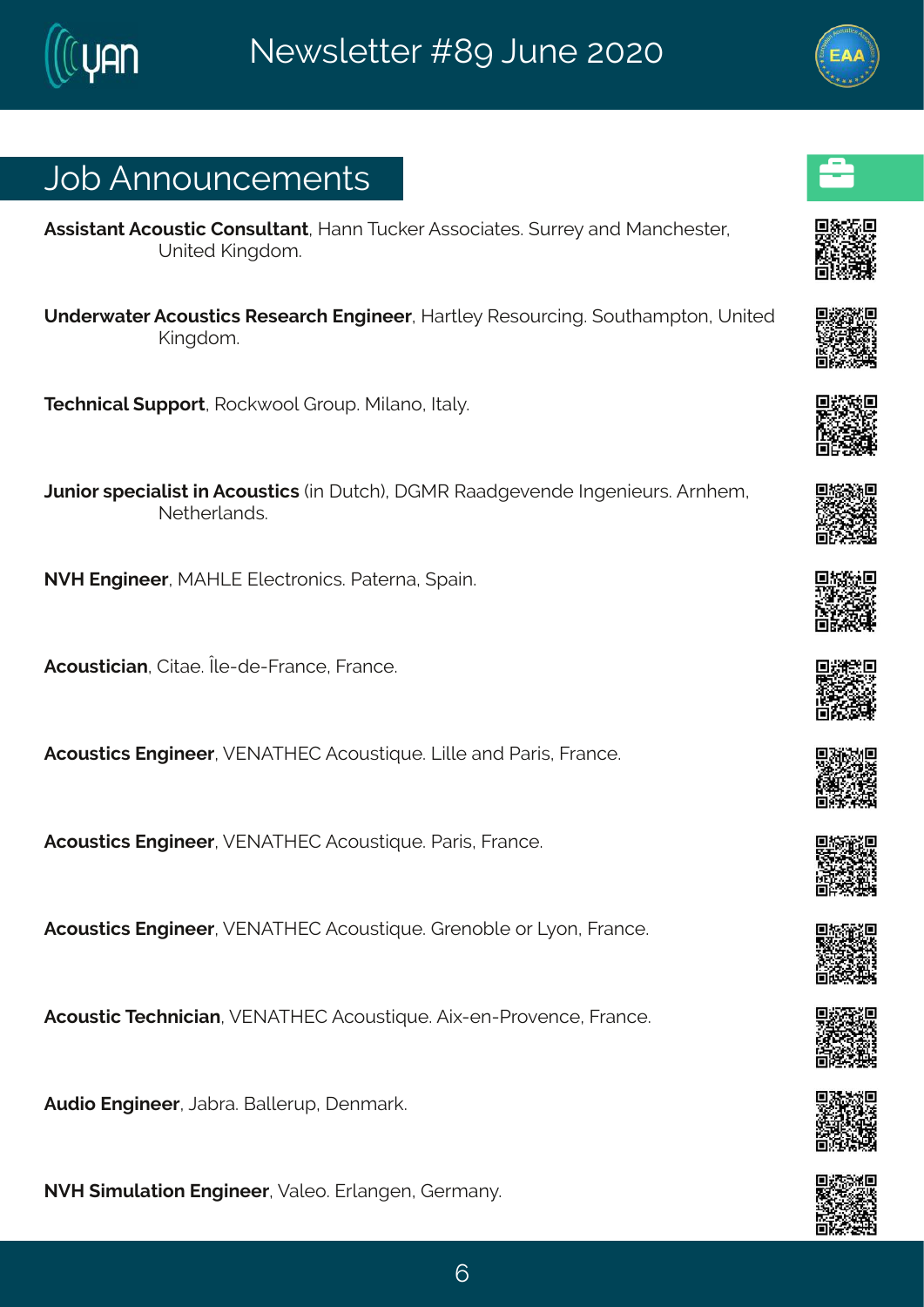## Job Announcements

**Assistant Acoustic Consultant**, Hann Tucker Associates. Surrey and Manchester, United Kingdom.

**Underwater Acoustics Research Engineer**, Hartley Resourcing. Southampton, United Kingdom.

**Technical Support**, Rockwool Group. Milano, Italy.

**Junior specialist in Acoustics** (in Dutch), DGMR Raadgevende Ingenieurs. Arnhem, Netherlands.

**NVH Engineer**, MAHLE Electronics. Paterna, Spain.

**Acoustician**, Citae. Île-de-France, France.

**Acoustics Engineer**, VENATHEC Acoustique. Lille and Paris, France.

**Acoustics Engineer**, VENATHEC Acoustique. Paris, France.

**Acoustics Engineer**, VENATHEC Acoustique. Grenoble or Lyon, France.

**Acoustic Technician**, VENATHEC Acoustique. Aix-en-Provence, France.

**Audio Engineer**, Jabra. Ballerup, Denmark.

**NVH Simulation Engineer**, Valeo. Erlangen, Germany.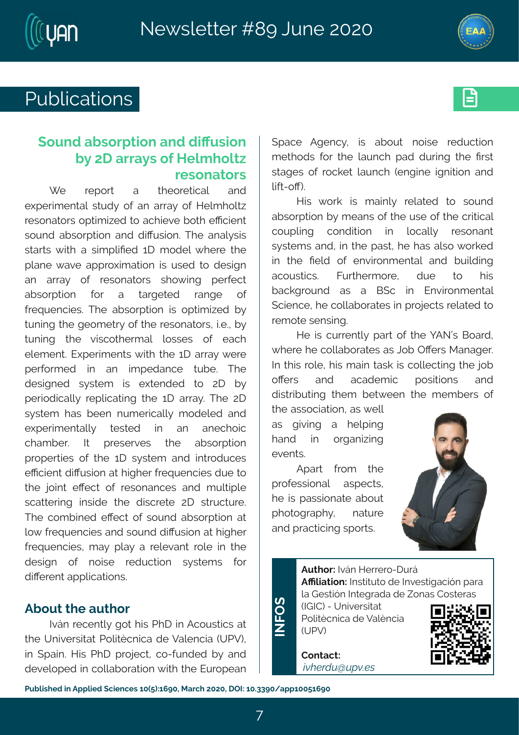## Publications

### Sound absorption and diffusion by 2D arrays of Helmholtz resonators

We report a theoretical and experimental study of an array of Helmholtz resonators optimized to achieve both efficient sound absorption and diffusion. The analysis starts with a simplified 1D model where the plane wave approximation is used to design an array of resonators showing perfect absorption for a targeted range of frequencies. The absorption is optimized by tuning the geometry of the resonators, i.e., by tuning the viscothermal losses of each element. Experiments with the 1D array were performed in an impedance tube. The designed system is extended to 2D by periodically replicating the 1D array. The 2D system has been numerically modeled and experimentally tested in an anechoic chamber. It preserves the absorption properties of the 1D system and introduces efficient diffusion at higher frequencies due to the joint effect of resonances and multiple scattering inside the discrete 2D structure. The combined effect of sound absorption at low frequencies and sound diffusion at higher frequencies, may play a relevant role in the design of noise reduction systems for different applications.

### About the author

Iván recently got his PhD in Acoustics at the Universitat Politècnica de Valencia (UPV), in Spain. His PhD project, co-funded by and developed in collaboration with the European Space Agency, is about noise reduction methods for the launch pad during the first stages of rocket launch (engine ignition and lift-off).

His work is mainly related to sound absorption by means of the use of the critical coupling condition in locally resonant systems and, in the past, he has also worked in the field of environmental and building acoustics. Furthermore, due to his background as a BSc in Environmental Science, he collaborates in projects related to remote sensing.

He is currently part of the YAN's Board, where he collaborates as Job Offers Manager. In this role, his main task is collecting the job offers and academic positions and distributing them between the members of the association, as well as giving a helping hand in organizing events.

Apart from the professional aspects, he is passionate about photography, nature and practicing sports.

**INFOS**

**Author:** Iván Herrero-Durá
**Affiliation:** Instituto de Investigación para la Gestión Integrada de Zonas Costeras (IGIC) - Universitat Politècnica de València (UPV)

**Contact:** *ivherdu@upv.es*

**Published in Applied Sciences 10(5):1690, March 2020, DOI: 10.3390/app10051690**